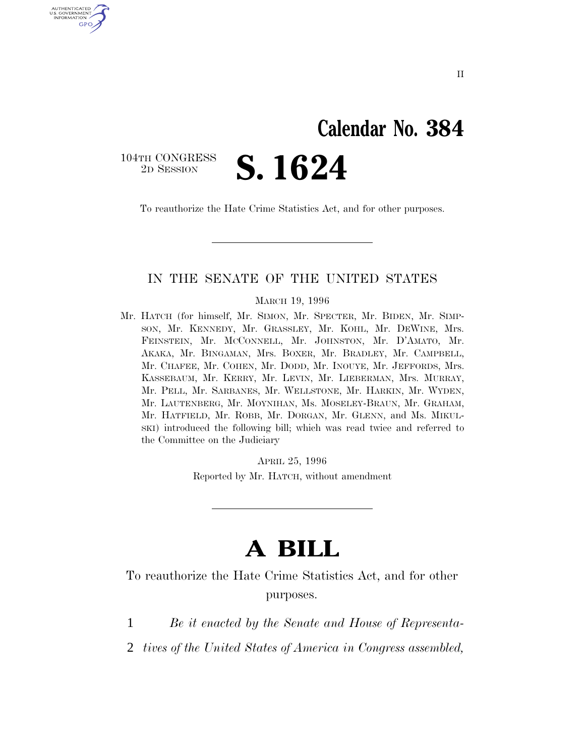II

# Calendar No. 384

104TH CONGRESS
2D SESSION

# S. 1624

To reauthorize the Hate Crime Statistics Act, and for other purposes.

---

## IN THE SENATE OF THE UNITED STATES

MARCH 19, 1996

Mr. HATCH (for himself, Mr. SIMON, Mr. SPECTER, Mr. BIDEN, Mr. SIMPSON, Mr. KENNEDY, Mr. GRASSLEY, Mr. KOHL, Mr. DEWINE, Mrs. FEINSTEIN, Mr. MCCONNELL, Mr. JOHNSTON, Mr. D'AMATO, Mr. AKAKA, Mr. BINGAMAN, Mrs. BOXER, Mr. BRADLEY, Mr. CAMPBELL, Mr. CHAFEE, Mr. COHEN, Mr. DODD, Mr. INOUYE, Mr. JEFFORDS, Mrs. KASSEBAUM, Mr. KERRY, Mr. LEVIN, Mr. LIEBERMAN, Mrs. MURRAY, Mr. PELL, Mr. SARBANES, Mr. WELLSTONE, Mr. HARKIN, Mr. WYDEN, Mr. LAUTENBERG, Mr. MOYNIHAN, Ms. MOSELEY-BRAUN, Mr. GRAHAM, Mr. HATFIELD, Mr. ROBB, Mr. DORGAN, Mr. GLENN, and Ms. MIKULSKI) introduced the following bill; which was read twice and referred to the Committee on the Judiciary

APRIL 25, 1996

Reported by Mr. HATCH, without amendment

---

# A BILL

To reauthorize the Hate Crime Statistics Act, and for other purposes.

1 *Be it enacted by the Senate and House of Representa-*
2 *tives of the United States of America in Congress assembled,*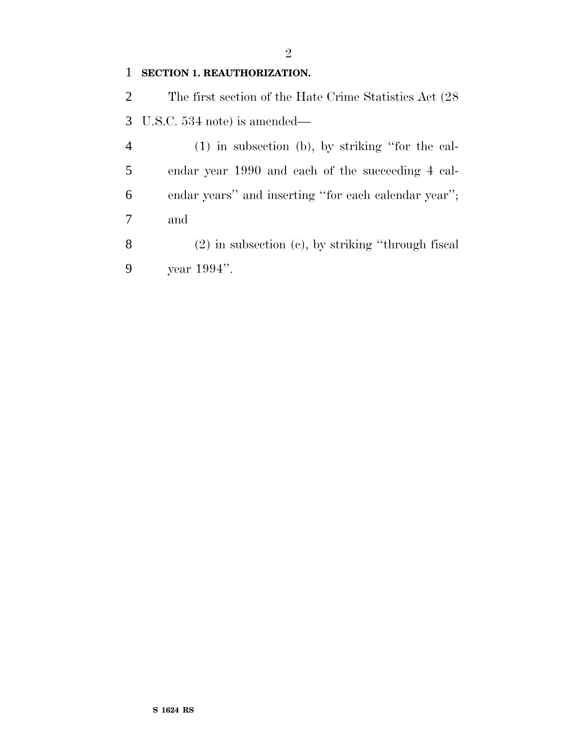**SECTION 1. REAUTHORIZATION.**

The first section of the Hate Crime Statistics Act (28 U.S.C. 534 note) is amended—

(1) in subsection (b), by striking ''for the calendar year 1990 and each of the succeeding 4 calendar years'' and inserting ''for each calendar year''; and

(2) in subsection (c), by striking ''through fiscal year 1994''.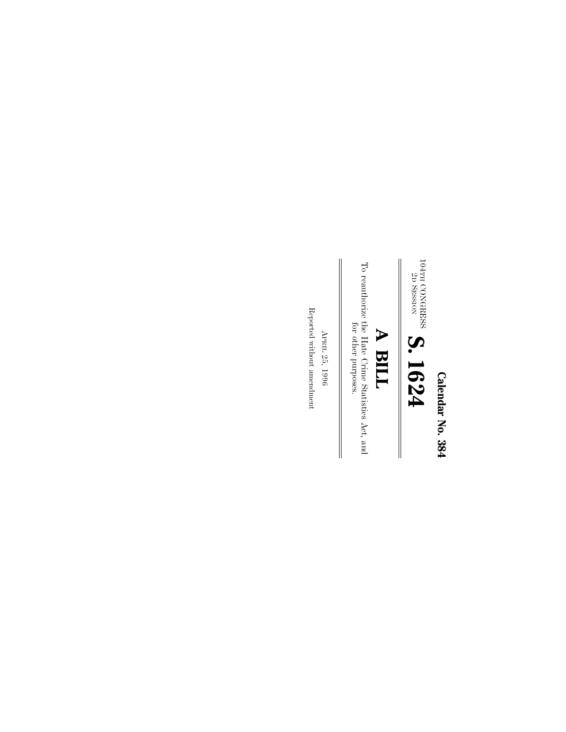**Calendar No. 384**

104TH CONGRESS
2D SESSION

# S. 1624

# A BILL

To reauthorize the Hate Crime Statistics Act, and for other purposes.

APRIL 25, 1996

Reported without amendment